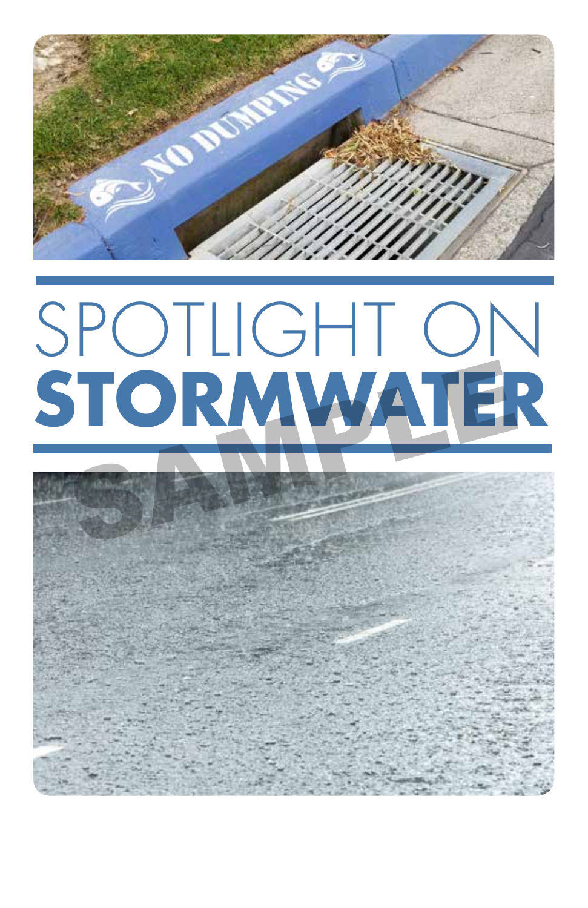# SPOTLIGHT ON STORMWATER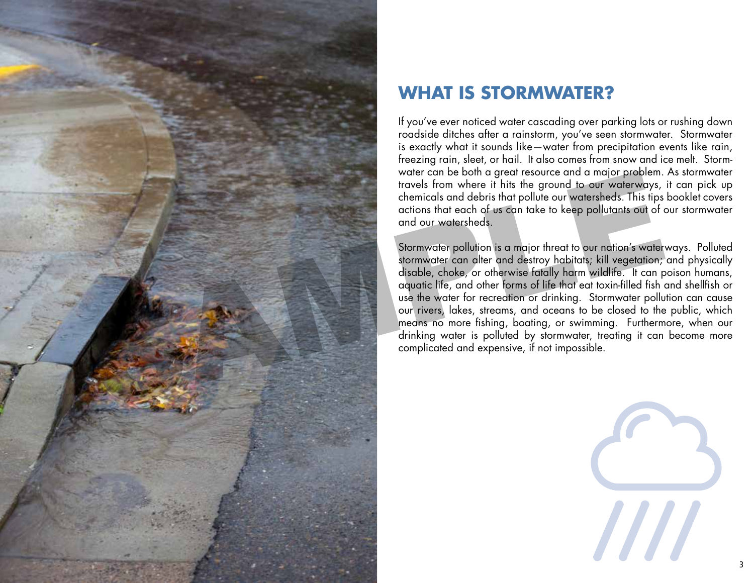## WHAT IS STORMWATER?

If you've ever noticed water cascading over parking lots or rushing down roadside ditches after a rainstorm, you've seen stormwater. Stormwater is exactly what it sounds like—water from precipitation events like rain, freezing rain, sleet, or hail. It also comes from snow and ice melt. Stormwater can be both a great resource and a major problem. As stormwater travels from where it hits the ground to our waterways, it can pick up chemicals and debris that pollute our watersheds. This tips booklet covers actions that each of us can take to keep pollutants out of our stormwater and our watersheds.

Stormwater pollution is a major threat to our nation's waterways. Polluted stormwater can alter and destroy habitats; kill vegetation; and physically disable, choke, or otherwise fatally harm wildlife. It can poison humans, aquatic life, and other forms of life that eat toxin-filled fish and shellfish or use the water for recreation or drinking. Stormwater pollution can cause our rivers, lakes, streams, and oceans to be closed to the public, which means no more fishing, boating, or swimming. Furthermore, when our drinking water is polluted by stormwater, treating it can become more complicated and expensive, if not impossible.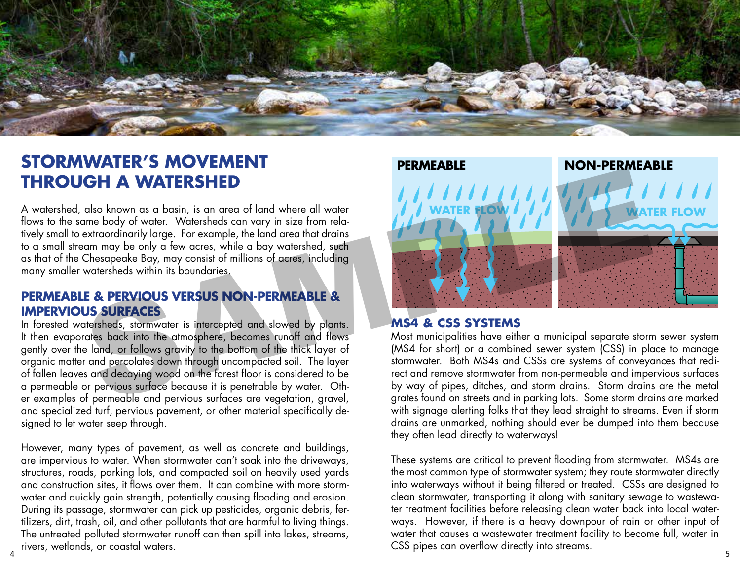# STORMWATER'S MOVEMENT THROUGH A WATERSHED

A watershed, also known as a basin, is an area of land where all water flows to the same body of water. Watersheds can vary in size from relatively small to extraordinarily large. For example, the land area that drains to a small stream may be only a few acres, while a bay watershed, such as that of the Chesapeake Bay, may consist of millions of acres, including many smaller watersheds within its boundaries.

## PERMEABLE & PERVIOUS VERSUS NON-PERMEABLE & IMPERVIOUS SURFACES

In forested watersheds, stormwater is intercepted and slowed by plants. It then evaporates back into the atmosphere, becomes runoff and flows gently over the land, or follows gravity to the bottom of the thick layer of organic matter and percolates down through uncompacted soil. The layer of fallen leaves and decaying wood on the forest floor is considered to be a permeable or pervious surface because it is penetrable by water. Other examples of permeable and pervious surfaces are vegetation, gravel, and specialized turf, pervious pavement, or other material specifically designed to let water seep through.

However, many types of pavement, as well as concrete and buildings, are impervious to water. When stormwater can't soak into the driveways, structures, roads, parking lots, and compacted soil on heavily used yards and construction sites, it flows over them. It can combine with more stormwater and quickly gain strength, potentially causing flooding and erosion. During its passage, stormwater can pick up pesticides, organic debris, fertilizers, dirt, trash, oil, and other pollutants that are harmful to living things. The untreated polluted stormwater runoff can then spill into lakes, streams, rivers, wetlands, or coastal waters.

PERMEABLE — WATER FLOW

NON-PERMEABLE — WATER FLOW

## MS4 & CSS SYSTEMS

Most municipalities have either a municipal separate storm sewer system (MS4 for short) or a combined sewer system (CSS) in place to manage stormwater. Both MS4s and CSSs are systems of conveyances that redirect and remove stormwater from non-permeable and impervious surfaces by way of pipes, ditches, and storm drains. Storm drains are the metal grates found on streets and in parking lots. Some storm drains are marked with signage alerting folks that they lead straight to streams. Even if storm drains are unmarked, nothing should ever be dumped into them because they often lead directly to waterways!

These systems are critical to prevent flooding from stormwater. MS4s are the most common type of stormwater system; they route stormwater directly into waterways without it being filtered or treated. CSSs are designed to clean stormwater, transporting it along with sanitary sewage to wastewater treatment facilities before releasing clean water back into local waterways. However, if there is a heavy downpour of rain or other input of water that causes a wastewater treatment facility to become full, water in CSS pipes can overflow directly into streams.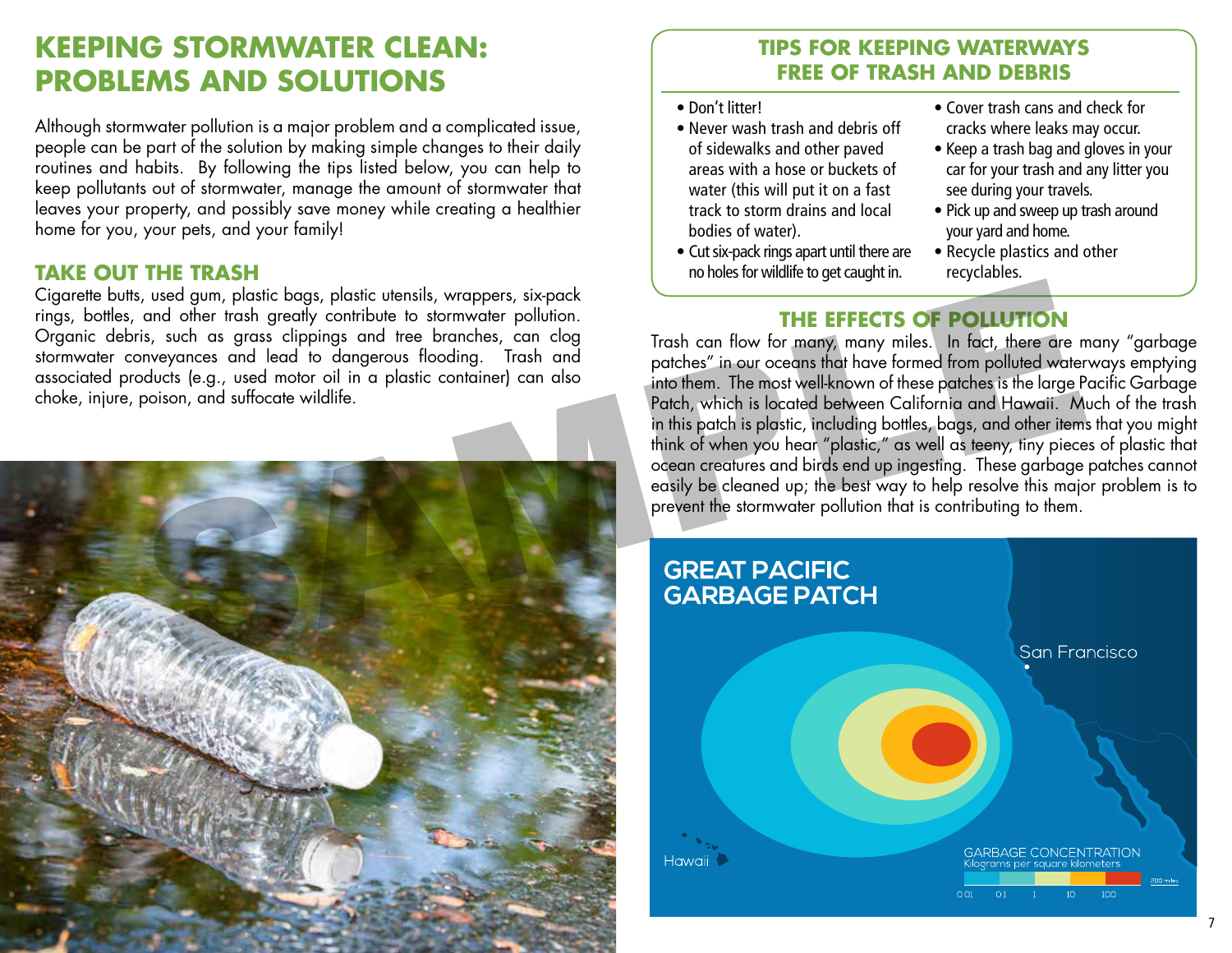# KEEPING STORMWATER CLEAN: PROBLEMS AND SOLUTIONS

Although stormwater pollution is a major problem and a complicated issue, people can be part of the solution by making simple changes to their daily routines and habits. By following the tips listed below, you can help to keep pollutants out of stormwater, manage the amount of stormwater that leaves your property, and possibly save money while creating a healthier home for you, your pets, and your family!

## TAKE OUT THE TRASH

Cigarette butts, used gum, plastic bags, plastic utensils, wrappers, six-pack rings, bottles, and other trash greatly contribute to stormwater pollution. Organic debris, such as grass clippings and tree branches, can clog stormwater conveyances and lead to dangerous flooding. Trash and associated products (e.g., used motor oil in a plastic container) can also choke, injure, poison, and suffocate wildlife.

### TIPS FOR KEEPING WATERWAYS FREE OF TRASH AND DEBRIS

- Don't litter!
- Never wash trash and debris off of sidewalks and other paved areas with a hose or buckets of water (this will put it on a fast track to storm drains and local bodies of water).
- Cut six-pack rings apart until there are no holes for wildlife to get caught in.
- Cover trash cans and check for cracks where leaks may occur.
- Keep a trash bag and gloves in your car for your trash and any litter you see during your travels.
- Pick up and sweep up trash around your yard and home.
- Recycle plastics and other recyclables.

## THE EFFECTS OF POLLUTION

Trash can flow for many, many miles. In fact, there are many "garbage patches" in our oceans that have formed from polluted waterways emptying into them. The most well-known of these patches is the large Pacific Garbage Patch, which is located between California and Hawaii. Much of the trash in this patch is plastic, including bottles, bags, and other items that you might think of when you hear "plastic," as well as teeny, tiny pieces of plastic that ocean creatures and birds end up ingesting. These garbage patches cannot easily be cleaned up; the best way to help resolve this major problem is to prevent the stormwater pollution that is contributing to them.

**GREAT PACIFIC GARBAGE PATCH**

San Francisco

Hawaii

GARBAGE CONCENTRATION
Kilograms per square kilometers

0.01 0.1 1 10 100

200 miles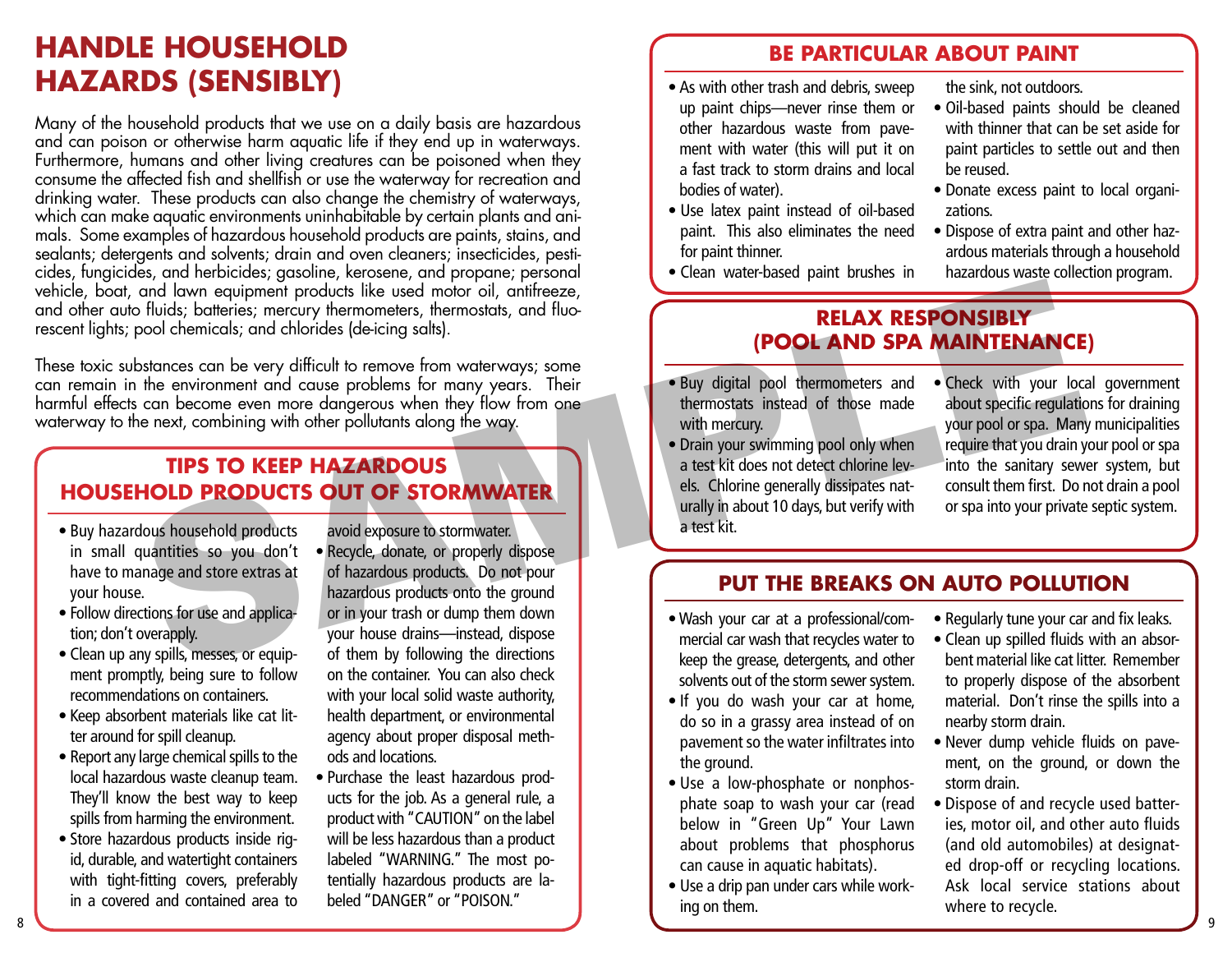# HANDLE HOUSEHOLD HAZARDS (SENSIBLY)

Many of the household products that we use on a daily basis are hazardous and can poison or otherwise harm aquatic life if they end up in waterways. Furthermore, humans and other living creatures can be poisoned when they consume the affected fish and shellfish or use the waterway for recreation and drinking water. These products can also change the chemistry of waterways, which can make aquatic environments uninhabitable by certain plants and animals. Some examples of hazardous household products are paints, stains, and sealants; detergents and solvents; drain and oven cleaners; insecticides, pesticides, fungicides, and herbicides; gasoline, kerosene, and propane; personal vehicle, boat, and lawn equipment products like used motor oil, antifreeze, and other auto fluids; batteries; mercury thermometers, thermostats, and fluorescent lights; pool chemicals; and chlorides (de-icing salts).

These toxic substances can be very difficult to remove from waterways; some can remain in the environment and cause problems for many years. Their harmful effects can become even more dangerous when they flow from one waterway to the next, combining with other pollutants along the way.

## TIPS TO KEEP HAZARDOUS HOUSEHOLD PRODUCTS OUT OF STORMWATER

- Buy hazardous household products in small quantities so you don't have to manage and store extras at your house.
- Follow directions for use and application; don't overapply.
- Clean up any spills, messes, or equipment promptly, being sure to follow recommendations on containers.
- Keep absorbent materials like cat litter around for spill cleanup.
- Report any large chemical spills to the local hazardous waste cleanup team. They'll know the best way to keep spills from harming the environment.
- Store hazardous products inside rigid, durable, and watertight containers with tight-fitting covers, preferably in a covered and contained area to avoid exposure to stormwater.
- Recycle, donate, or properly dispose of hazardous products. Do not pour hazardous products onto the ground or in your trash or dump them down your house drains—instead, dispose of them by following the directions on the container. You can also check with your local solid waste authority, health department, or environmental agency about proper disposal methods and locations.
- Purchase the least hazardous products for the job. As a general rule, a product with "CAUTION" on the label will be less hazardous than a product labeled "WARNING." The most potentially hazardous products are labeled "DANGER" or "POISON."

## BE PARTICULAR ABOUT PAINT

- As with other trash and debris, sweep up paint chips—never rinse them or other hazardous waste from pavement with water (this will put it on a fast track to storm drains and local bodies of water).
- Use latex paint instead of oil-based paint. This also eliminates the need for paint thinner.
- Clean water-based paint brushes in the sink, not outdoors.
- Oil-based paints should be cleaned with thinner that can be set aside for paint particles to settle out and then be reused.
- Donate excess paint to local organizations.
- Dispose of extra paint and other hazardous materials through a household hazardous waste collection program.

## RELAX RESPONSIBLY (POOL AND SPA MAINTENANCE)

- Buy digital pool thermometers and thermostats instead of those made with mercury.
- Drain your swimming pool only when a test kit does not detect chlorine levels. Chlorine generally dissipates naturally in about 10 days, but verify with a test kit.
- Check with your local government about specific regulations for draining your pool or spa. Many municipalities require that you drain your pool or spa into the sanitary sewer system, but consult them first. Do not drain a pool or spa into your private septic system.

## PUT THE BREAKS ON AUTO POLLUTION

- Wash your car at a professional/commercial car wash that recycles water to keep the grease, detergents, and other solvents out of the storm sewer system.
- If you do wash your car at home, do so in a grassy area instead of on pavement so the water infiltrates into the ground.
- Use a low-phosphate or nonphosphate soap to wash your car (read below in "Green Up" Your Lawn about problems that phosphorus can cause in aquatic habitats).
- Use a drip pan under cars while working on them.
- Regularly tune your car and fix leaks.
- Clean up spilled fluids with an absorbent material like cat litter. Remember to properly dispose of the absorbent material. Don't rinse the spills into a nearby storm drain.
- Never dump vehicle fluids on pavement, on the ground, or down the storm drain.
- Dispose of and recycle used batteries, motor oil, and other auto fluids (and old automobiles) at designated drop-off or recycling locations. Ask local service stations about where to recycle.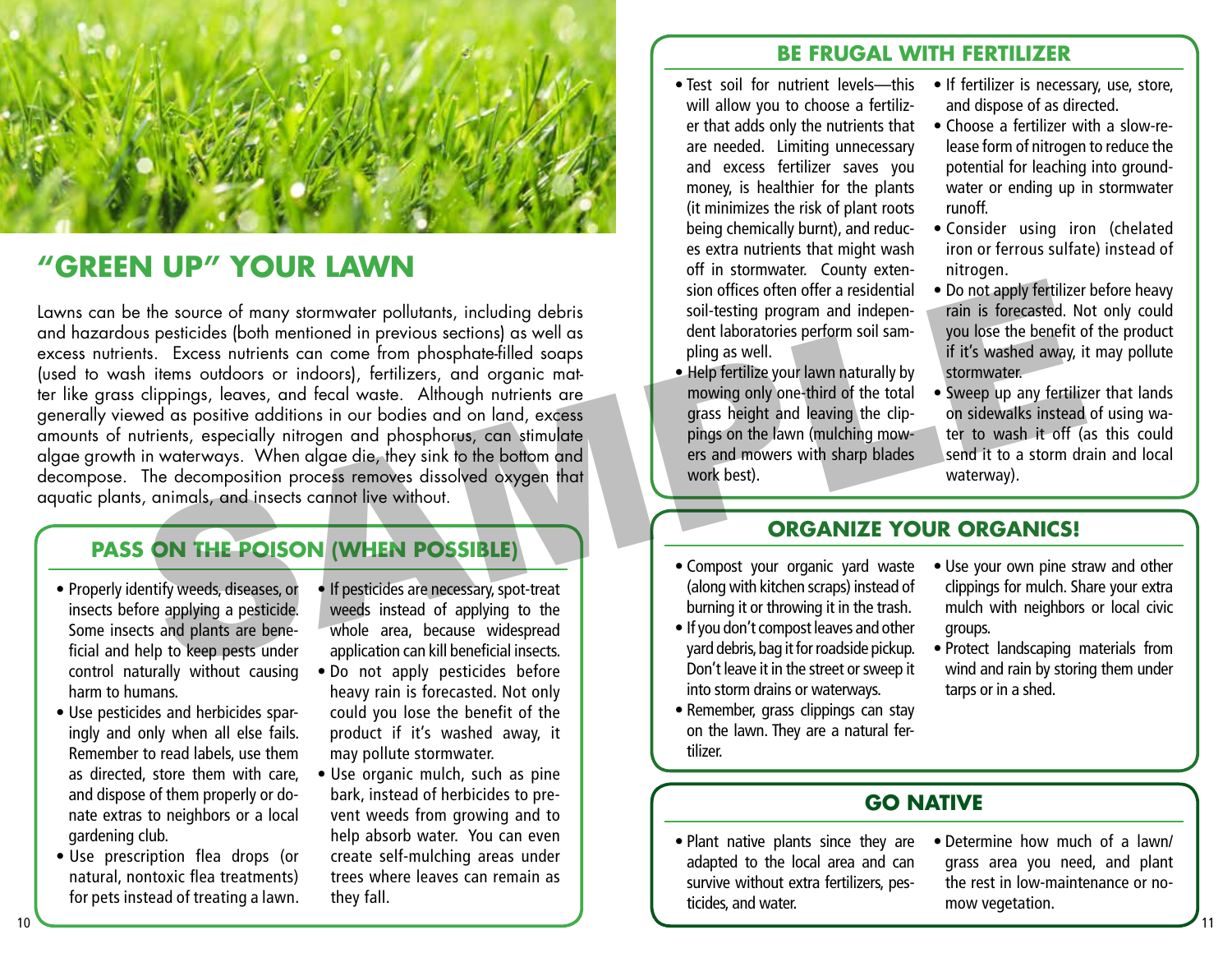# "GREEN UP" YOUR LAWN

Lawns can be the source of many stormwater pollutants, including debris and hazardous pesticides (both mentioned in previous sections) as well as excess nutrients. Excess nutrients can come from phosphate-filled soaps (used to wash items outdoors or indoors), fertilizers, and organic matter like grass clippings, leaves, and fecal waste. Although nutrients are generally viewed as positive additions in our bodies and on land, excess amounts of nutrients, especially nitrogen and phosphorus, can stimulate algae growth in waterways. When algae die, they sink to the bottom and decompose. The decomposition process removes dissolved oxygen that aquatic plants, animals, and insects cannot live without.

## PASS ON THE POISON (WHEN POSSIBLE)

- Properly identify weeds, diseases, or insects before applying a pesticide. Some insects and plants are beneficial and help to keep pests under control naturally without causing harm to humans.
- Use pesticides and herbicides sparingly and only when all else fails. Remember to read labels, use them as directed, store them with care, and dispose of them properly or donate extras to neighbors or a local gardening club.
- Use prescription flea drops (or natural, nontoxic flea treatments) for pets instead of treating a lawn.
- If pesticides are necessary, spot-treat weeds instead of applying to the whole area, because widespread application can kill beneficial insects.
- Do not apply pesticides before heavy rain is forecasted. Not only could you lose the benefit of the product if it's washed away, it may pollute stormwater.
- Use organic mulch, such as pine bark, instead of herbicides to prevent weeds from growing and to help absorb water. You can even create self-mulching areas under trees where leaves can remain as they fall.

## BE FRUGAL WITH FERTILIZER

- Test soil for nutrient levels—this will allow you to choose a fertilizer that adds only the nutrients that are needed. Limiting unnecessary and excess fertilizer saves you money, is healthier for the plants (it minimizes the risk of plant roots being chemically burnt), and reduces extra nutrients that might wash off in stormwater. County extension offices often offer a residential soil-testing program and independent laboratories perform soil sampling as well.
- Help fertilize your lawn naturally by mowing only one-third of the total grass height and leaving the clippings on the lawn (mulching mowers and mowers with sharp blades work best).
- If fertilizer is necessary, use, store, and dispose of as directed.
- Choose a fertilizer with a slow-release form of nitrogen to reduce the potential for leaching into groundwater or ending up in stormwater runoff.
- Consider using iron (chelated iron or ferrous sulfate) instead of nitrogen.
- Do not apply fertilizer before heavy rain is forecasted. Not only could you lose the benefit of the product if it's washed away, it may pollute stormwater.
- Sweep up any fertilizer that lands on sidewalks instead of using water to wash it off (as this could send it to a storm drain and local waterway).

## ORGANIZE YOUR ORGANICS!

- Compost your organic yard waste (along with kitchen scraps) instead of burning it or throwing it in the trash.
- If you don't compost leaves and other yard debris, bag it for roadside pickup. Don't leave it in the street or sweep it into storm drains or waterways.
- Remember, grass clippings can stay on the lawn. They are a natural fertilizer.
- Use your own pine straw and other clippings for mulch. Share your extra mulch with neighbors or local civic groups.
- Protect landscaping materials from wind and rain by storing them under tarps or in a shed.

## GO NATIVE

- Plant native plants since they are adapted to the local area and can survive without extra fertilizers, pesticides, and water.
- Determine how much of a lawn/grass area you need, and plant the rest in low-maintenance or no-mow vegetation.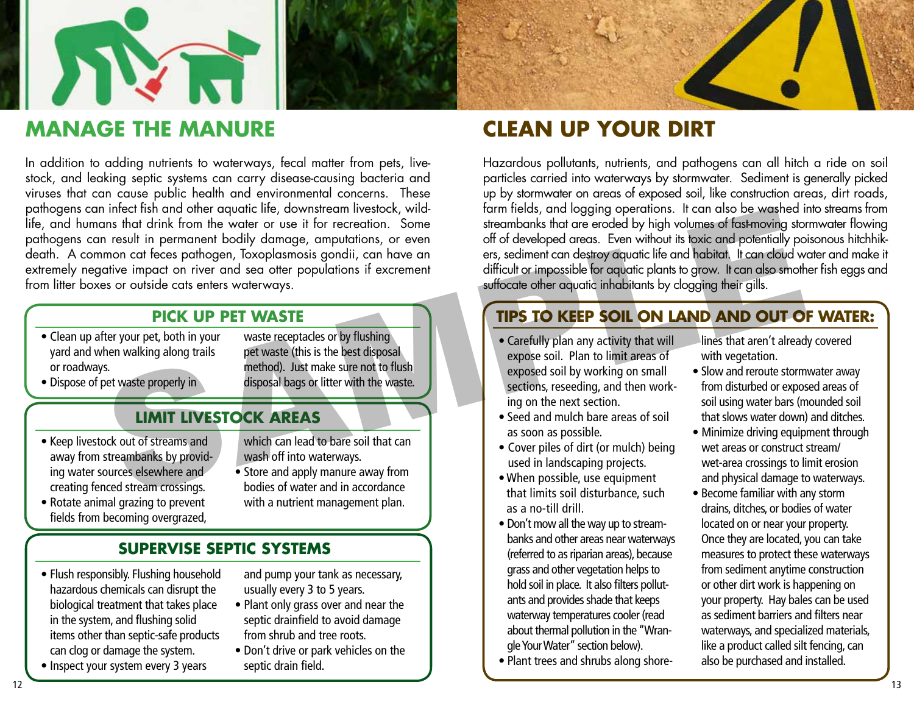## MANAGE THE MANURE

In addition to adding nutrients to waterways, fecal matter from pets, livestock, and leaking septic systems can carry disease-causing bacteria and viruses that can cause public health and environmental concerns. These pathogens can infect fish and other aquatic life, downstream livestock, wildlife, and humans that drink from the water or use it for recreation. Some pathogens can result in permanent bodily damage, amputations, or even death. A common cat feces pathogen, Toxoplasmosis gondii, can have an extremely negative impact on river and sea otter populations if excrement from litter boxes or outside cats enters waterways.

### PICK UP PET WASTE

- Clean up after your pet, both in your yard and when walking along trails or roadways.
- Dispose of pet waste properly in waste receptacles or by flushing pet waste (this is the best disposal method). Just make sure not to flush disposal bags or litter with the waste.

### LIMIT LIVESTOCK AREAS

- Keep livestock out of streams and away from streambanks by providing water sources elsewhere and creating fenced stream crossings.
- Rotate animal grazing to prevent fields from becoming overgrazed, which can lead to bare soil that can wash off into waterways.
- Store and apply manure away from bodies of water and in accordance with a nutrient management plan.

### SUPERVISE SEPTIC SYSTEMS

- Flush responsibly. Flushing household hazardous chemicals can disrupt the biological treatment that takes place in the system, and flushing solid items other than septic-safe products can clog or damage the system.
- Inspect your system every 3 years and pump your tank as necessary, usually every 3 to 5 years.
- Plant only grass over and near the septic drainfield to avoid damage from shrub and tree roots.
- Don't drive or park vehicles on the septic drain field.

## CLEAN UP YOUR DIRT

Hazardous pollutants, nutrients, and pathogens can all hitch a ride on soil particles carried into waterways by stormwater. Sediment is generally picked up by stormwater on areas of exposed soil, like construction areas, dirt roads, farm fields, and logging operations. It can also be washed into streams from streambanks that are eroded by high volumes of fast-moving stormwater flowing off of developed areas. Even without its toxic and potentially poisonous hitchhikers, sediment can destroy aquatic life and habitat. It can cloud water and make it difficult or impossible for aquatic plants to grow. It can also smother fish eggs and suffocate other aquatic inhabitants by clogging their gills.

### TIPS TO KEEP SOIL ON LAND AND OUT OF WATER:

- Carefully plan any activity that will expose soil. Plan to limit areas of exposed soil by working on small sections, reseeding, and then working on the next section.
- Seed and mulch bare areas of soil as soon as possible.
- Cover piles of dirt (or mulch) being used in landscaping projects.
- When possible, use equipment that limits soil disturbance, such as a no-till drill.
- Don't mow all the way up to streambanks and other areas near waterways (referred to as riparian areas), because grass and other vegetation helps to hold soil in place. It also filters pollutants and provides shade that keeps waterway temperatures cooler (read about thermal pollution in the "Wrangle Your Water" section below).
- Plant trees and shrubs along shorelines that aren't already covered with vegetation.
- Slow and reroute stormwater away from disturbed or exposed areas of soil using water bars (mounded soil that slows water down) and ditches.
- Minimize driving equipment through wet areas or construct stream/wet-area crossings to limit erosion and physical damage to waterways.
- Become familiar with any storm drains, ditches, or bodies of water located on or near your property. Once they are located, you can take measures to protect these waterways from sediment anytime construction or other dirt work is happening on your property. Hay bales can be used as sediment barriers and filters near waterways, and specialized materials, like a product called silt fencing, can also be purchased and installed.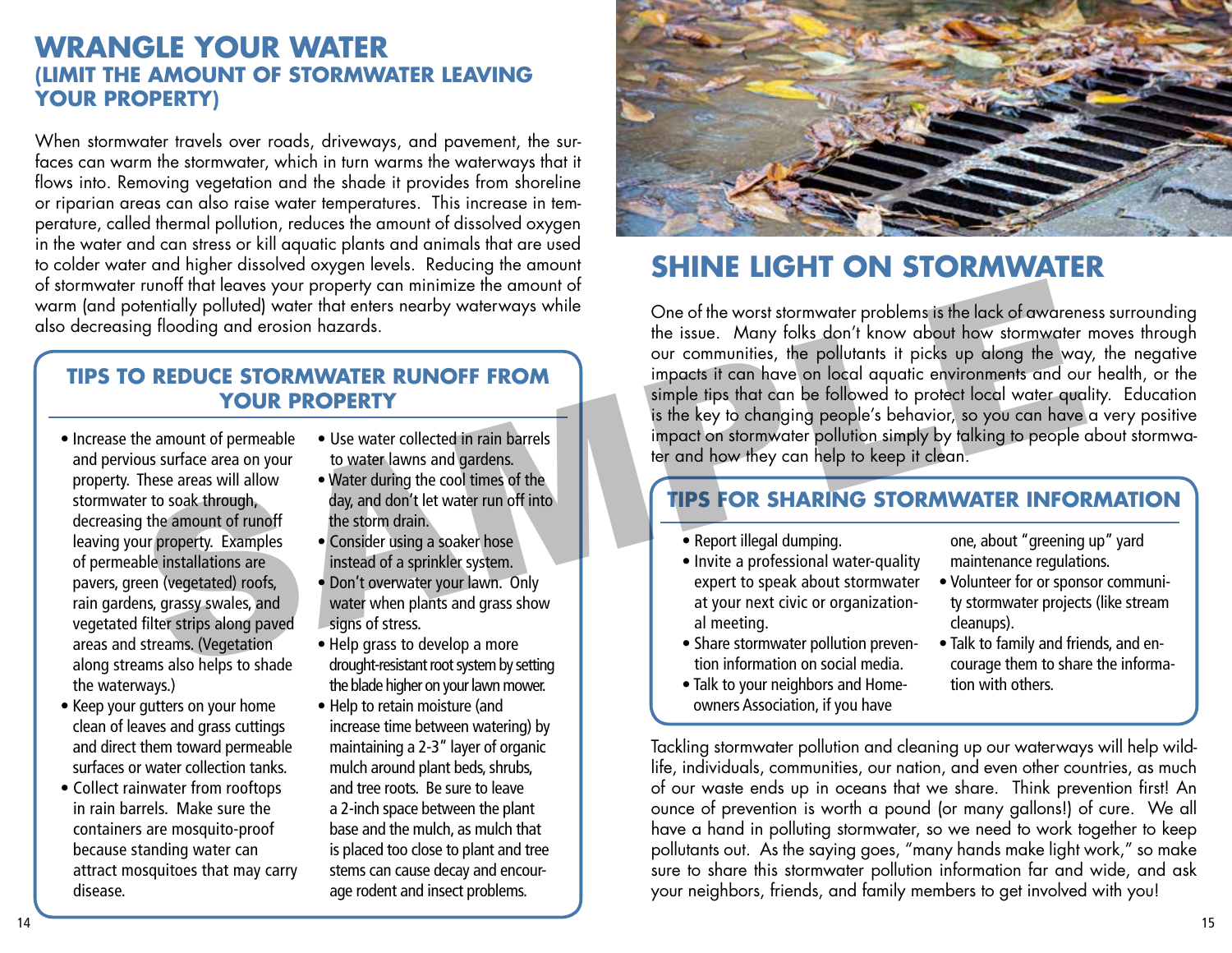# WRANGLE YOUR WATER
## (LIMIT THE AMOUNT OF STORMWATER LEAVING YOUR PROPERTY)

When stormwater travels over roads, driveways, and pavement, the surfaces can warm the stormwater, which in turn warms the waterways that it flows into. Removing vegetation and the shade it provides from shoreline or riparian areas can also raise water temperatures. This increase in temperature, called thermal pollution, reduces the amount of dissolved oxygen in the water and can stress or kill aquatic plants and animals that are used to colder water and higher dissolved oxygen levels. Reducing the amount of stormwater runoff that leaves your property can minimize the amount of warm (and potentially polluted) water that enters nearby waterways while also decreasing flooding and erosion hazards.

### TIPS TO REDUCE STORMWATER RUNOFF FROM YOUR PROPERTY

- Increase the amount of permeable and pervious surface area on your property. These areas will allow stormwater to soak through, decreasing the amount of runoff leaving your property. Examples of permeable installations are pavers, green (vegetated) roofs, rain gardens, grassy swales, and vegetated filter strips along paved areas and streams. (Vegetation along streams also helps to shade the waterways.)
- Keep your gutters on your home clean of leaves and grass cuttings and direct them toward permeable surfaces or water collection tanks.
- Collect rainwater from rooftops in rain barrels. Make sure the containers are mosquito-proof because standing water can attract mosquitoes that may carry disease.
- Use water collected in rain barrels to water lawns and gardens.
- Water during the cool times of the day, and don't let water run off into the storm drain.
- Consider using a soaker hose instead of a sprinkler system.
- Don't overwater your lawn. Only water when plants and grass show signs of stress.
- Help grass to develop a more drought-resistant root system by setting the blade higher on your lawn mower.
- Help to retain moisture (and increase time between watering) by maintaining a 2-3" layer of organic mulch around plant beds, shrubs, and tree roots. Be sure to leave a 2-inch space between the plant base and the mulch, as mulch that is placed too close to plant and tree stems can cause decay and encourage rodent and insect problems.

# SHINE LIGHT ON STORMWATER

One of the worst stormwater problems is the lack of awareness surrounding the issue. Many folks don't know about how stormwater moves through our communities, the pollutants it picks up along the way, the negative impacts it can have on local aquatic environments and our health, or the simple tips that can be followed to protect local water quality. Education is the key to changing people's behavior, so you can have a very positive impact on stormwater pollution simply by talking to people about stormwater and how they can help to keep it clean.

### TIPS FOR SHARING STORMWATER INFORMATION

- Report illegal dumping.
- Invite a professional water-quality expert to speak about stormwater at your next civic or organizational meeting.
- Share stormwater pollution prevention information on social media.
- Talk to your neighbors and Homeowners Association, if you have one, about "greening up" yard maintenance regulations.
- Volunteer for or sponsor community stormwater projects (like stream cleanups).
- Talk to family and friends, and encourage them to share the information with others.

Tackling stormwater pollution and cleaning up our waterways will help wildlife, individuals, communities, our nation, and even other countries, as much of our waste ends up in oceans that we share. Think prevention first! An ounce of prevention is worth a pound (or many gallons!) of cure. We all have a hand in polluting stormwater, so we need to work together to keep pollutants out. As the saying goes, "many hands make light work," so make sure to share this stormwater pollution information far and wide, and ask your neighbors, friends, and family members to get involved with you!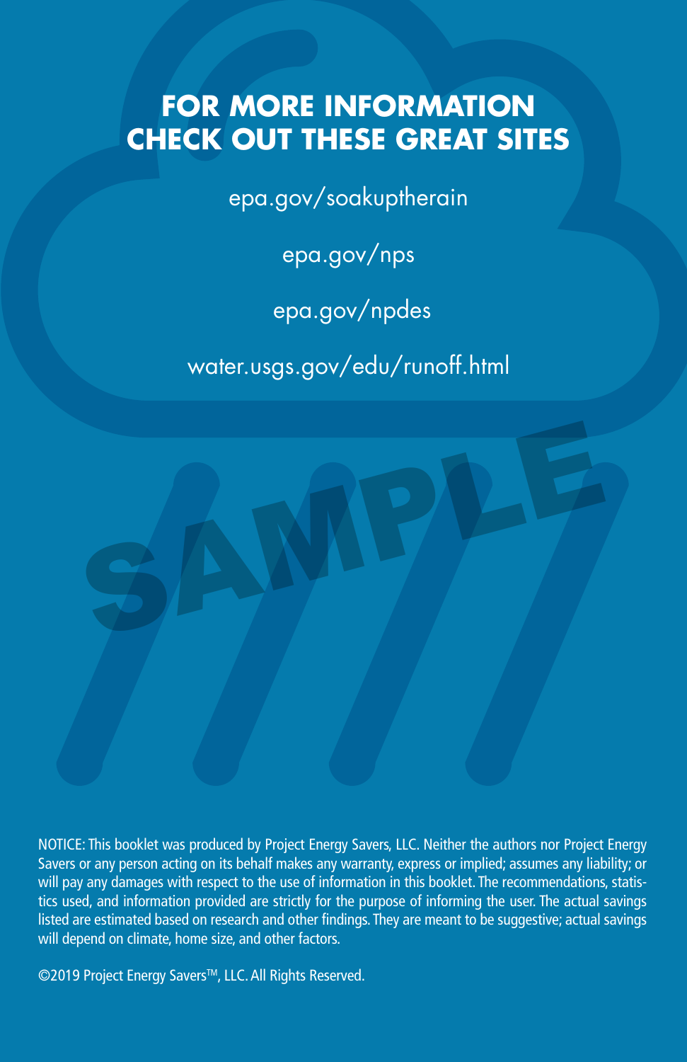# FOR MORE INFORMATION CHECK OUT THESE GREAT SITES

epa.gov/soakuptherain

epa.gov/nps

epa.gov/npdes

water.usgs.gov/edu/runoff.html

SAMPLE

NOTICE: This booklet was produced by Project Energy Savers, LLC. Neither the authors nor Project Energy Savers or any person acting on its behalf makes any warranty, express or implied; assumes any liability; or will pay any damages with respect to the use of information in this booklet. The recommendations, statistics used, and information provided are strictly for the purpose of informing the user. The actual savings listed are estimated based on research and other findings. They are meant to be suggestive; actual savings will depend on climate, home size, and other factors.

©2019 Project Energy Savers™, LLC. All Rights Reserved.